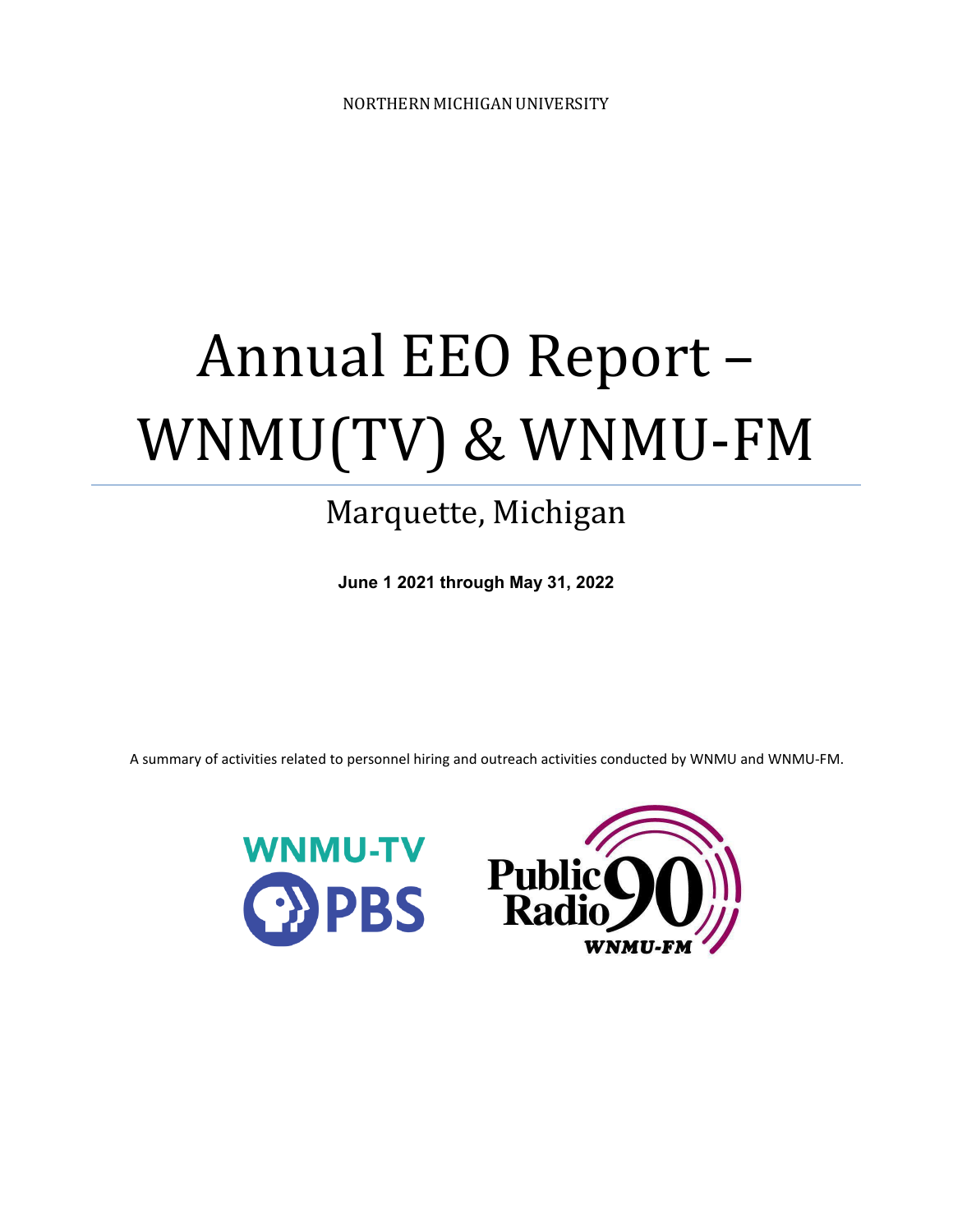NORTHERN MICHIGAN UNIVERSITY

# Annual EEO Report – WNMU(TV) & WNMU-FM

## Marquette, Michigan

**June 1 2021 through May 31, 2022**

A summary of activities related to personnel hiring and outreach activities conducted by WNMU and WNMU-FM.

WNMU-TV PBS

Public Radio 90 WNMU-FM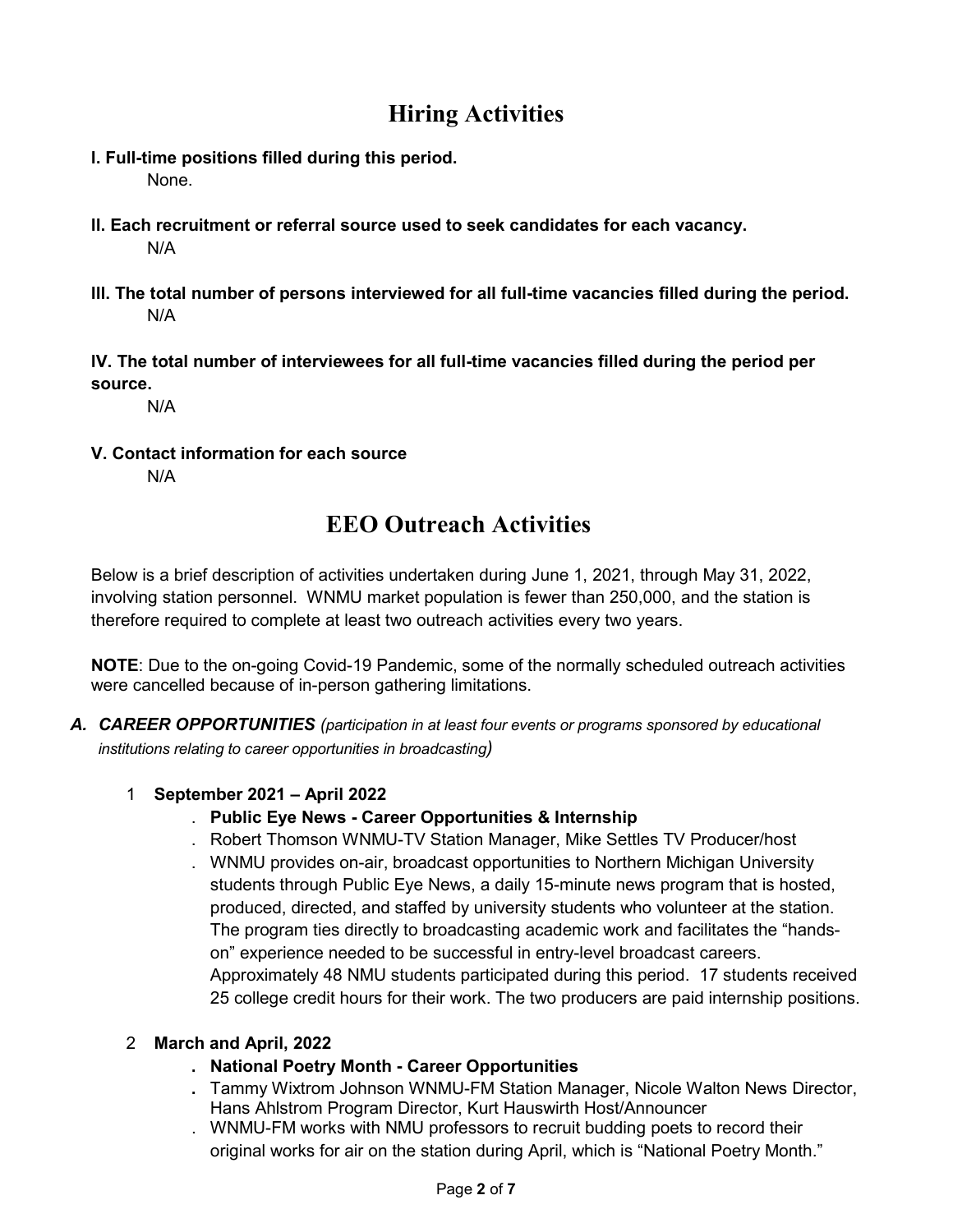# Hiring Activities

**I. Full-time positions filled during this period.**

None.

**II. Each recruitment or referral source used to seek candidates for each vacancy.**

N/A

**III. The total number of persons interviewed for all full-time vacancies filled during the period.**

N/A

**IV. The total number of interviewees for all full-time vacancies filled during the period per source.**

N/A

**V. Contact information for each source**

N/A

# EEO Outreach Activities

Below is a brief description of activities undertaken during June 1, 2021, through May 31, 2022, involving station personnel. WNMU market population is fewer than 250,000, and the station is therefore required to complete at least two outreach activities every two years.

**NOTE**: Due to the on-going Covid-19 Pandemic, some of the normally scheduled outreach activities were cancelled because of in-person gathering limitations.

**A. *CAREER OPPORTUNITIES*** *(participation in at least four events or programs sponsored by educational institutions relating to career opportunities in broadcasting)*

1. **September 2021 – April 2022**
   - **Public Eye News - Career Opportunities & Internship**
   - Robert Thomson WNMU-TV Station Manager, Mike Settles TV Producer/host
   - WNMU provides on-air, broadcast opportunities to Northern Michigan University students through Public Eye News, a daily 15-minute news program that is hosted, produced, directed, and staffed by university students who volunteer at the station. The program ties directly to broadcasting academic work and facilitates the "hands-on" experience needed to be successful in entry-level broadcast careers. Approximately 48 NMU students participated during this period. 17 students received 25 college credit hours for their work. The two producers are paid internship positions.

2. **March and April, 2022**
   - **National Poetry Month - Career Opportunities**
   - Tammy Wixtrom Johnson WNMU-FM Station Manager, Nicole Walton News Director, Hans Ahlstrom Program Director, Kurt Hauswirth Host/Announcer
   - WNMU-FM works with NMU professors to recruit budding poets to record their original works for air on the station during April, which is "National Poetry Month."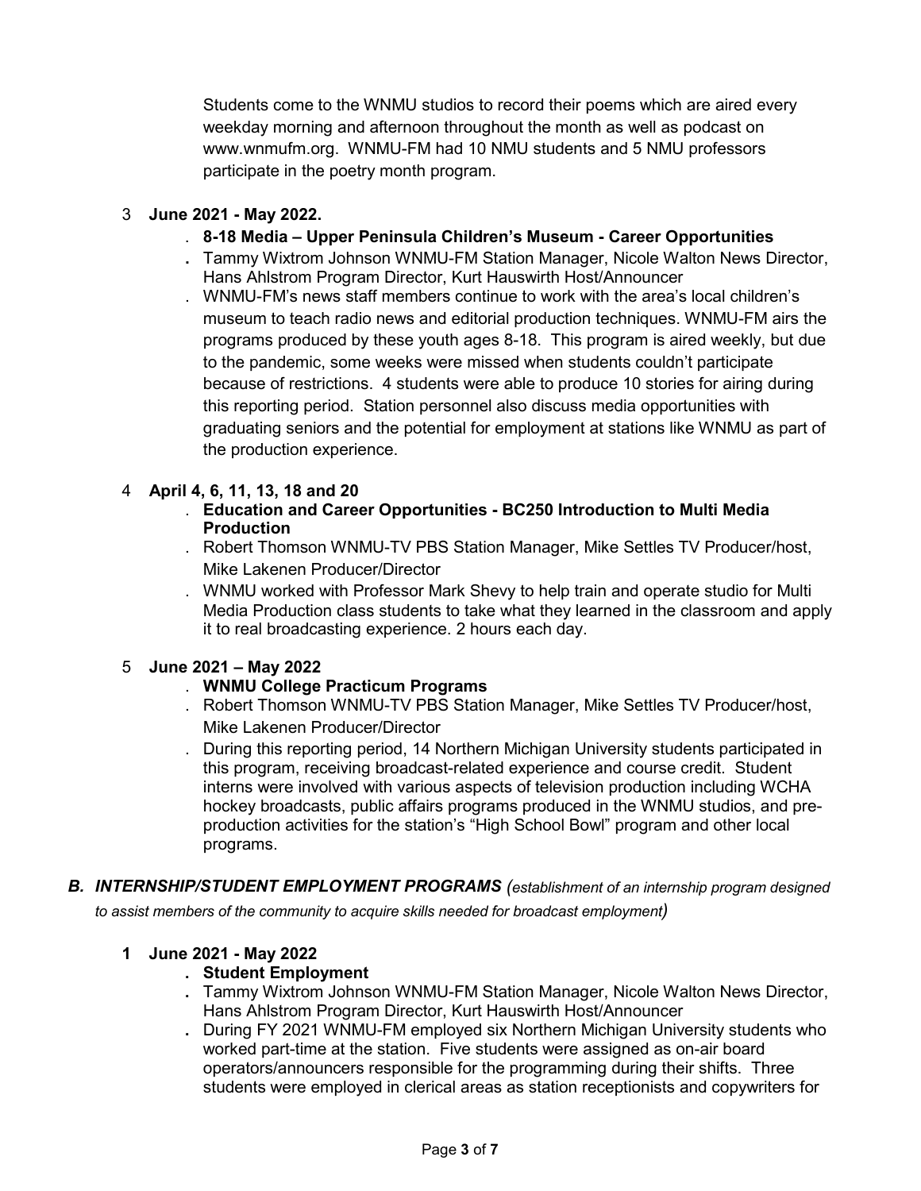Students come to the WNMU studios to record their poems which are aired every weekday morning and afternoon throughout the month as well as podcast on www.wnmufm.org. WNMU-FM had 10 NMU students and 5 NMU professors participate in the poetry month program.

3 **June 2021 - May 2022.**

- **8-18 Media – Upper Peninsula Children's Museum - Career Opportunities**
- Tammy Wixtrom Johnson WNMU-FM Station Manager, Nicole Walton News Director, Hans Ahlstrom Program Director, Kurt Hauswirth Host/Announcer
- WNMU-FM's news staff members continue to work with the area's local children's museum to teach radio news and editorial production techniques. WNMU-FM airs the programs produced by these youth ages 8-18. This program is aired weekly, but due to the pandemic, some weeks were missed when students couldn't participate because of restrictions. 4 students were able to produce 10 stories for airing during this reporting period. Station personnel also discuss media opportunities with graduating seniors and the potential for employment at stations like WNMU as part of the production experience.

4 **April 4, 6, 11, 13, 18 and 20**

- **Education and Career Opportunities - BC250 Introduction to Multi Media Production**
- Robert Thomson WNMU-TV PBS Station Manager, Mike Settles TV Producer/host, Mike Lakenen Producer/Director
- WNMU worked with Professor Mark Shevy to help train and operate studio for Multi Media Production class students to take what they learned in the classroom and apply it to real broadcasting experience. 2 hours each day.

5 **June 2021 – May 2022**

- **WNMU College Practicum Programs**
- Robert Thomson WNMU-TV PBS Station Manager, Mike Settles TV Producer/host, Mike Lakenen Producer/Director
- During this reporting period, 14 Northern Michigan University students participated in this program, receiving broadcast-related experience and course credit. Student interns were involved with various aspects of television production including WCHA hockey broadcasts, public affairs programs produced in the WNMU studios, and pre-production activities for the station's "High School Bowl" program and other local programs.

### *B. INTERNSHIP/STUDENT EMPLOYMENT PROGRAMS (establishment of an internship program designed to assist members of the community to acquire skills needed for broadcast employment)*

**1 June 2021 - May 2022**

- **Student Employment**
- Tammy Wixtrom Johnson WNMU-FM Station Manager, Nicole Walton News Director, Hans Ahlstrom Program Director, Kurt Hauswirth Host/Announcer
- During FY 2021 WNMU-FM employed six Northern Michigan University students who worked part-time at the station. Five students were assigned as on-air board operators/announcers responsible for the programming during their shifts. Three students were employed in clerical areas as station receptionists and copywriters for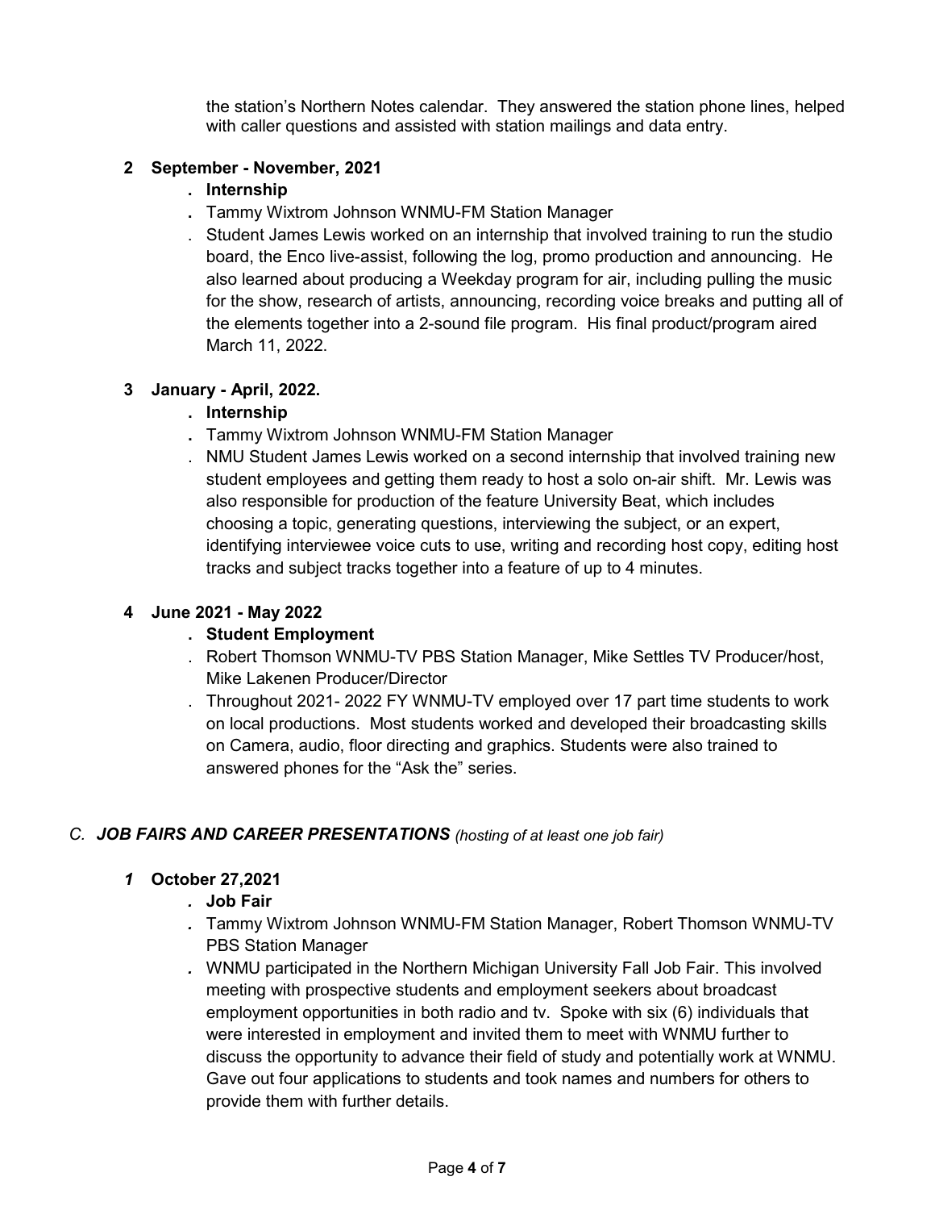the station's Northern Notes calendar. They answered the station phone lines, helped with caller questions and assisted with station mailings and data entry.

**2 September - November, 2021**

- **Internship**
- Tammy Wixtrom Johnson WNMU-FM Station Manager
- Student James Lewis worked on an internship that involved training to run the studio board, the Enco live-assist, following the log, promo production and announcing. He also learned about producing a Weekday program for air, including pulling the music for the show, research of artists, announcing, recording voice breaks and putting all of the elements together into a 2-sound file program. His final product/program aired March 11, 2022.

**3 January - April, 2022.**

- **Internship**
- Tammy Wixtrom Johnson WNMU-FM Station Manager
- NMU Student James Lewis worked on a second internship that involved training new student employees and getting them ready to host a solo on-air shift. Mr. Lewis was also responsible for production of the feature University Beat, which includes choosing a topic, generating questions, interviewing the subject, or an expert, identifying interviewee voice cuts to use, writing and recording host copy, editing host tracks and subject tracks together into a feature of up to 4 minutes.

**4 June 2021 - May 2022**

- **Student Employment**
- Robert Thomson WNMU-TV PBS Station Manager, Mike Settles TV Producer/host, Mike Lakenen Producer/Director
- Throughout 2021- 2022 FY WNMU-TV employed over 17 part time students to work on local productions. Most students worked and developed their broadcasting skills on Camera, audio, floor directing and graphics. Students were also trained to answered phones for the "Ask the" series.

## *C. JOB FAIRS AND CAREER PRESENTATIONS* *(hosting of at least one job fair)*

***1*** **October 27,2021**

- **Job Fair**
- Tammy Wixtrom Johnson WNMU-FM Station Manager, Robert Thomson WNMU-TV PBS Station Manager
- WNMU participated in the Northern Michigan University Fall Job Fair. This involved meeting with prospective students and employment seekers about broadcast employment opportunities in both radio and tv. Spoke with six (6) individuals that were interested in employment and invited them to meet with WNMU further to discuss the opportunity to advance their field of study and potentially work at WNMU. Gave out four applications to students and took names and numbers for others to provide them with further details.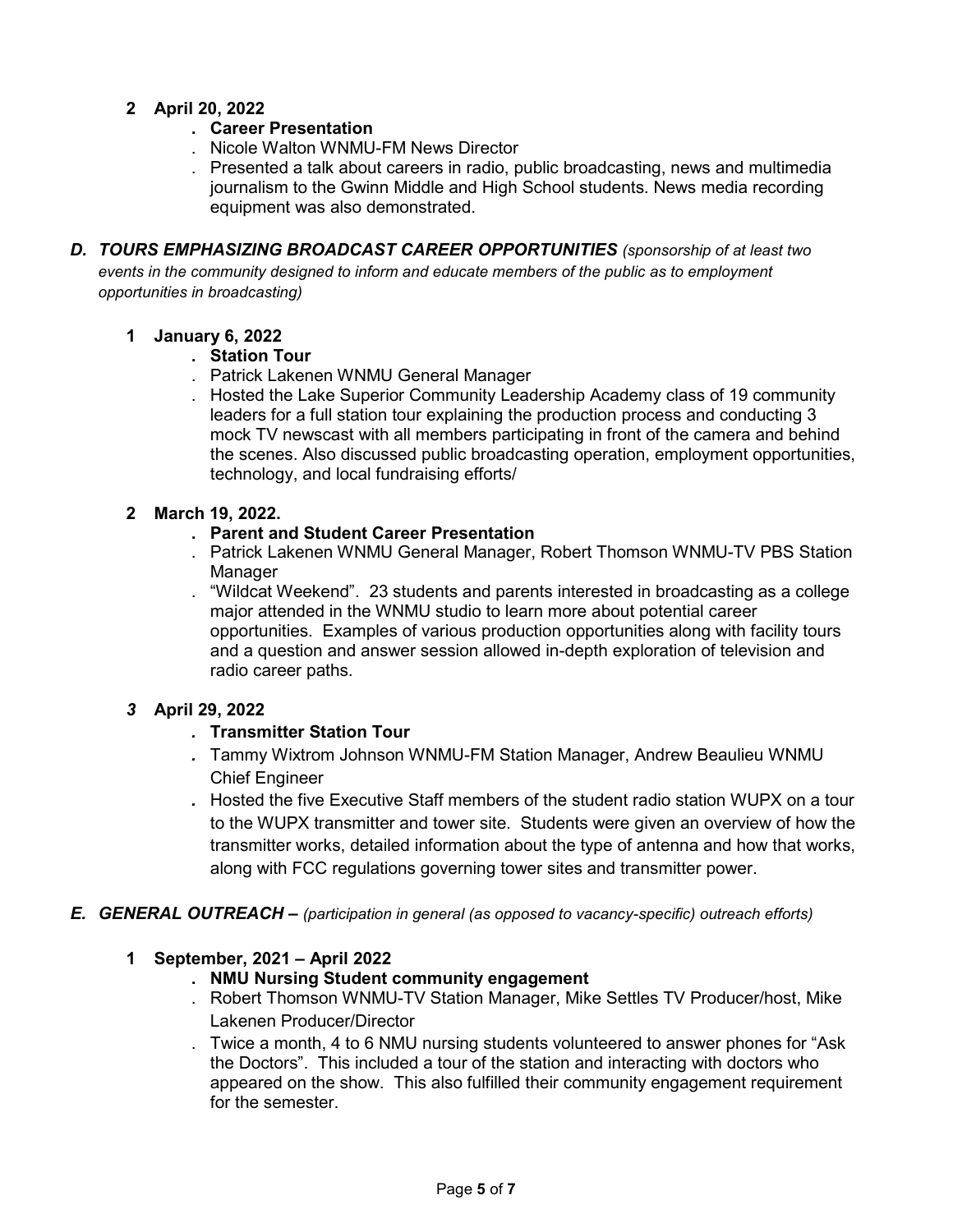**2 April 20, 2022**

- **Career Presentation**
- Nicole Walton WNMU-FM News Director
- Presented a talk about careers in radio, public broadcasting, news and multimedia journalism to the Gwinn Middle and High School students. News media recording equipment was also demonstrated.

### *D. TOURS EMPHASIZING BROADCAST CAREER OPPORTUNITIES* *(sponsorship of at least two events in the community designed to inform and educate members of the public as to employment opportunities in broadcasting)*

**1 January 6, 2022**

- **Station Tour**
- Patrick Lakenen WNMU General Manager
- Hosted the Lake Superior Community Leadership Academy class of 19 community leaders for a full station tour explaining the production process and conducting 3 mock TV newscast with all members participating in front of the camera and behind the scenes. Also discussed public broadcasting operation, employment opportunities, technology, and local fundraising efforts/

**2 March 19, 2022.**

- **Parent and Student Career Presentation**
- Patrick Lakenen WNMU General Manager, Robert Thomson WNMU-TV PBS Station Manager
- "Wildcat Weekend". 23 students and parents interested in broadcasting as a college major attended in the WNMU studio to learn more about potential career opportunities. Examples of various production opportunities along with facility tours and a question and answer session allowed in-depth exploration of television and radio career paths.

***3* April 29, 2022**

- **Transmitter Station Tour**
- Tammy Wixtrom Johnson WNMU-FM Station Manager, Andrew Beaulieu WNMU Chief Engineer
- Hosted the five Executive Staff members of the student radio station WUPX on a tour to the WUPX transmitter and tower site. Students were given an overview of how the transmitter works, detailed information about the type of antenna and how that works, along with FCC regulations governing tower sites and transmitter power.

### *E. GENERAL OUTREACH –* *(participation in general (as opposed to vacancy-specific) outreach efforts)*

**1 September, 2021 – April 2022**

- **NMU Nursing Student community engagement**
- Robert Thomson WNMU-TV Station Manager, Mike Settles TV Producer/host, Mike Lakenen Producer/Director
- Twice a month, 4 to 6 NMU nursing students volunteered to answer phones for "Ask the Doctors". This included a tour of the station and interacting with doctors who appeared on the show. This also fulfilled their community engagement requirement for the semester.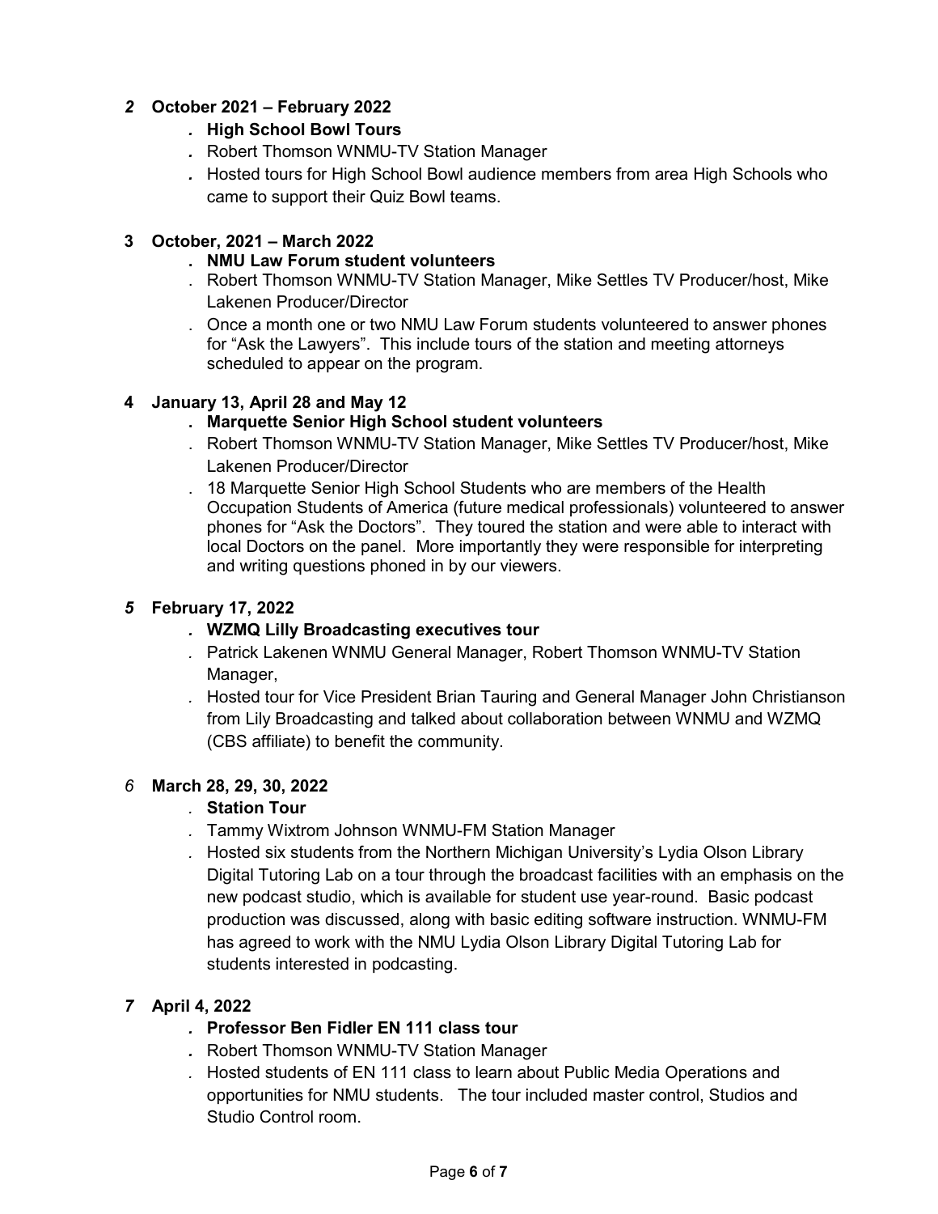**2 October 2021 – February 2022**

- **High School Bowl Tours**
- Robert Thomson WNMU-TV Station Manager
- Hosted tours for High School Bowl audience members from area High Schools who came to support their Quiz Bowl teams.

**3 October, 2021 – March 2022**

- **NMU Law Forum student volunteers**
- Robert Thomson WNMU-TV Station Manager, Mike Settles TV Producer/host, Mike Lakenen Producer/Director
- Once a month one or two NMU Law Forum students volunteered to answer phones for "Ask the Lawyers". This include tours of the station and meeting attorneys scheduled to appear on the program.

**4 January 13, April 28 and May 12**

- **Marquette Senior High School student volunteers**
- Robert Thomson WNMU-TV Station Manager, Mike Settles TV Producer/host, Mike Lakenen Producer/Director
- 18 Marquette Senior High School Students who are members of the Health Occupation Students of America (future medical professionals) volunteered to answer phones for "Ask the Doctors". They toured the station and were able to interact with local Doctors on the panel. More importantly they were responsible for interpreting and writing questions phoned in by our viewers.

**5 February 17, 2022**

- **WZMQ Lilly Broadcasting executives tour**
- Patrick Lakenen WNMU General Manager, Robert Thomson WNMU-TV Station Manager,
- Hosted tour for Vice President Brian Tauring and General Manager John Christianson from Lily Broadcasting and talked about collaboration between WNMU and WZMQ (CBS affiliate) to benefit the community.

**6 March 28, 29, 30, 2022**

- **Station Tour**
- Tammy Wixtrom Johnson WNMU-FM Station Manager
- Hosted six students from the Northern Michigan University's Lydia Olson Library Digital Tutoring Lab on a tour through the broadcast facilities with an emphasis on the new podcast studio, which is available for student use year-round. Basic podcast production was discussed, along with basic editing software instruction. WNMU-FM has agreed to work with the NMU Lydia Olson Library Digital Tutoring Lab for students interested in podcasting.

**7 April 4, 2022**

- **Professor Ben Fidler EN 111 class tour**
- Robert Thomson WNMU-TV Station Manager
- Hosted students of EN 111 class to learn about Public Media Operations and opportunities for NMU students. The tour included master control, Studios and Studio Control room.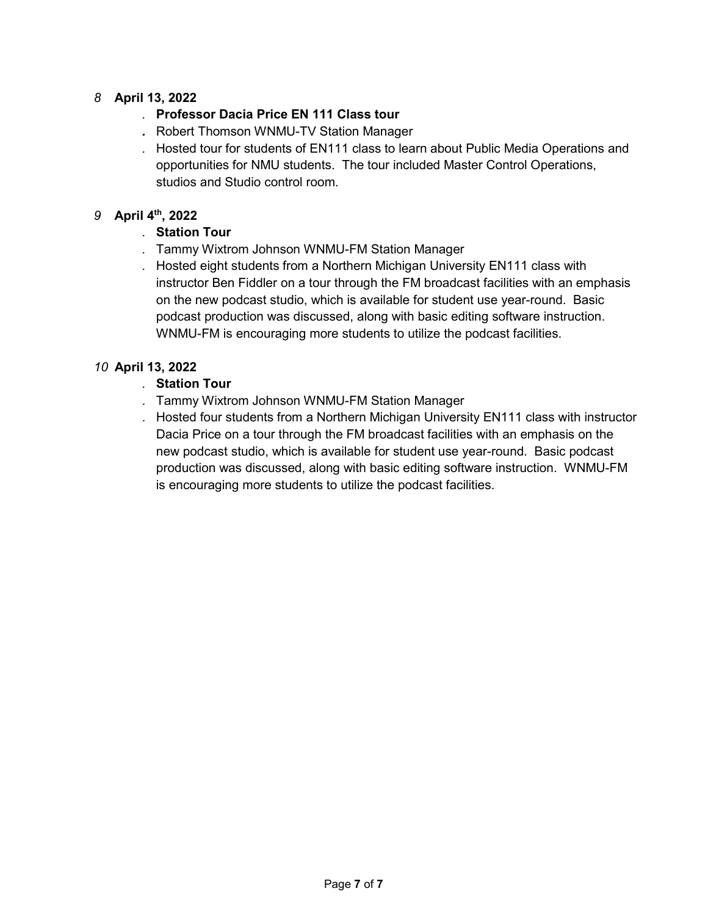*8* **April 13, 2022**

- **Professor Dacia Price EN 111 Class tour**
- Robert Thomson WNMU-TV Station Manager
- Hosted tour for students of EN111 class to learn about Public Media Operations and opportunities for NMU students. The tour included Master Control Operations, studios and Studio control room.

*9* **April 4th, 2022**

- **Station Tour**
- Tammy Wixtrom Johnson WNMU-FM Station Manager
- Hosted eight students from a Northern Michigan University EN111 class with instructor Ben Fiddler on a tour through the FM broadcast facilities with an emphasis on the new podcast studio, which is available for student use year-round. Basic podcast production was discussed, along with basic editing software instruction. WNMU-FM is encouraging more students to utilize the podcast facilities.

*10* **April 13, 2022**

- **Station Tour**
- Tammy Wixtrom Johnson WNMU-FM Station Manager
- Hosted four students from a Northern Michigan University EN111 class with instructor Dacia Price on a tour through the FM broadcast facilities with an emphasis on the new podcast studio, which is available for student use year-round. Basic podcast production was discussed, along with basic editing software instruction. WNMU-FM is encouraging more students to utilize the podcast facilities.